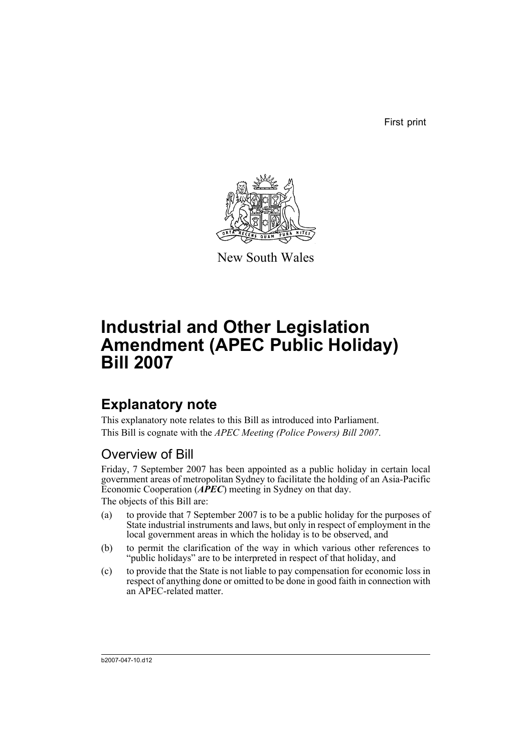First print

New South Wales

# Industrial and Other Legislation Amendment (APEC Public Holiday) Bill 2007

## Explanatory note

This explanatory note relates to this Bill as introduced into Parliament.

This Bill is cognate with the *APEC Meeting (Police Powers) Bill 2007*.

### Overview of Bill

Friday, 7 September 2007 has been appointed as a public holiday in certain local government areas of metropolitan Sydney to facilitate the holding of an Asia-Pacific Economic Cooperation (***APEC***) meeting in Sydney on that day.

The objects of this Bill are:

(a) to provide that 7 September 2007 is to be a public holiday for the purposes of State industrial instruments and laws, but only in respect of employment in the local government areas in which the holiday is to be observed, and

(b) to permit the clarification of the way in which various other references to "public holidays" are to be interpreted in respect of that holiday, and

(c) to provide that the State is not liable to pay compensation for economic loss in respect of anything done or omitted to be done in good faith in connection with an APEC-related matter.

b2007-047-10.d12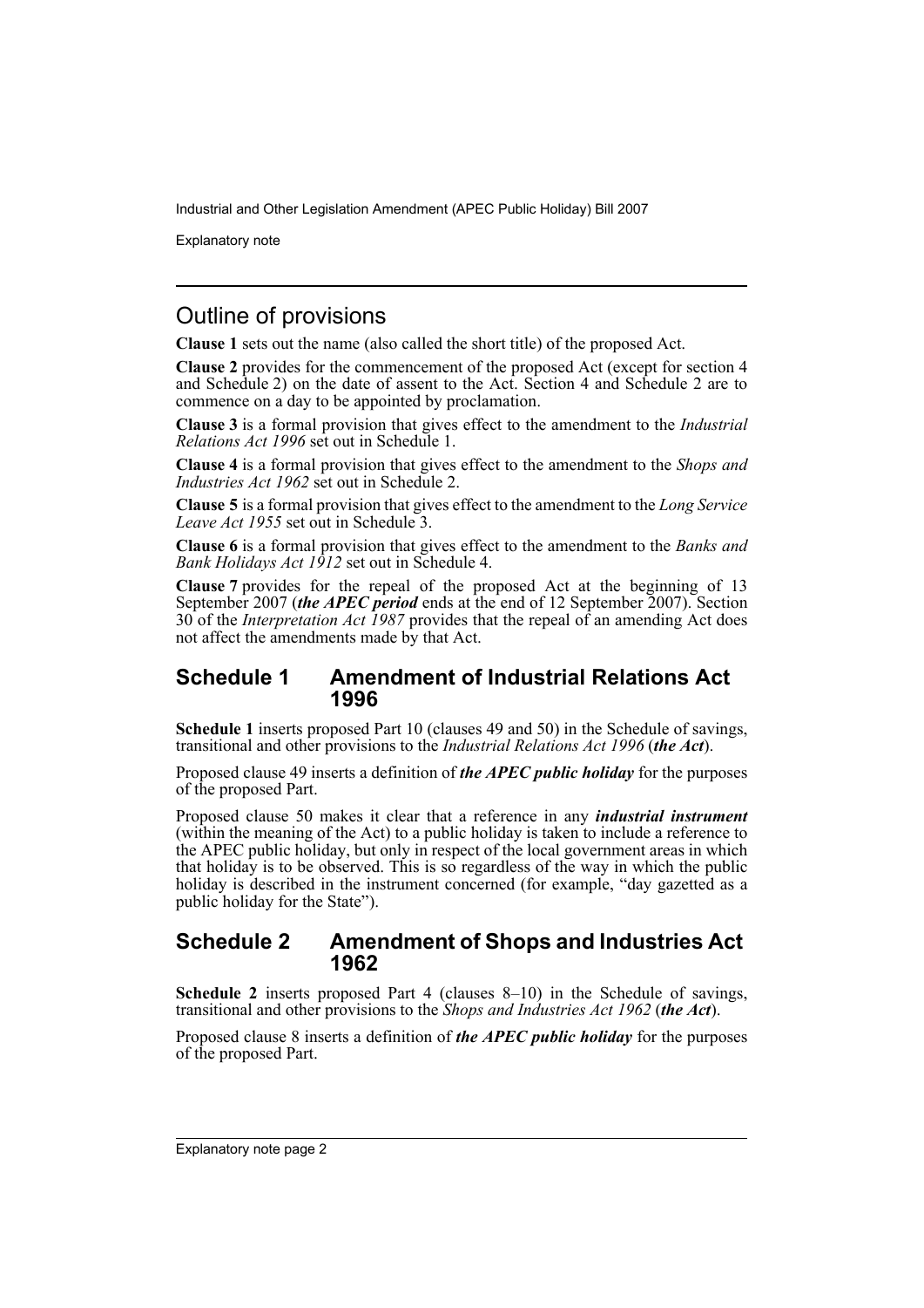## Outline of provisions

**Clause 1** sets out the name (also called the short title) of the proposed Act.

**Clause 2** provides for the commencement of the proposed Act (except for section 4 and Schedule 2) on the date of assent to the Act. Section 4 and Schedule 2 are to commence on a day to be appointed by proclamation.

**Clause 3** is a formal provision that gives effect to the amendment to the *Industrial Relations Act 1996* set out in Schedule 1.

**Clause 4** is a formal provision that gives effect to the amendment to the *Shops and Industries Act 1962* set out in Schedule 2.

**Clause 5** is a formal provision that gives effect to the amendment to the *Long Service Leave Act 1955* set out in Schedule 3.

**Clause 6** is a formal provision that gives effect to the amendment to the *Banks and Bank Holidays Act 1912* set out in Schedule 4.

**Clause 7** provides for the repeal of the proposed Act at the beginning of 13 September 2007 (***the APEC period*** ends at the end of 12 September 2007). Section 30 of the *Interpretation Act 1987* provides that the repeal of an amending Act does not affect the amendments made by that Act.

## Schedule 1 Amendment of Industrial Relations Act 1996

**Schedule 1** inserts proposed Part 10 (clauses 49 and 50) in the Schedule of savings, transitional and other provisions to the *Industrial Relations Act 1996* (***the Act***).

Proposed clause 49 inserts a definition of ***the APEC public holiday*** for the purposes of the proposed Part.

Proposed clause 50 makes it clear that a reference in any ***industrial instrument*** (within the meaning of the Act) to a public holiday is taken to include a reference to the APEC public holiday, but only in respect of the local government areas in which that holiday is to be observed. This is so regardless of the way in which the public holiday is described in the instrument concerned (for example, "day gazetted as a public holiday for the State").

## Schedule 2 Amendment of Shops and Industries Act 1962

**Schedule 2** inserts proposed Part 4 (clauses 8–10) in the Schedule of savings, transitional and other provisions to the *Shops and Industries Act 1962* (***the Act***).

Proposed clause 8 inserts a definition of ***the APEC public holiday*** for the purposes of the proposed Part.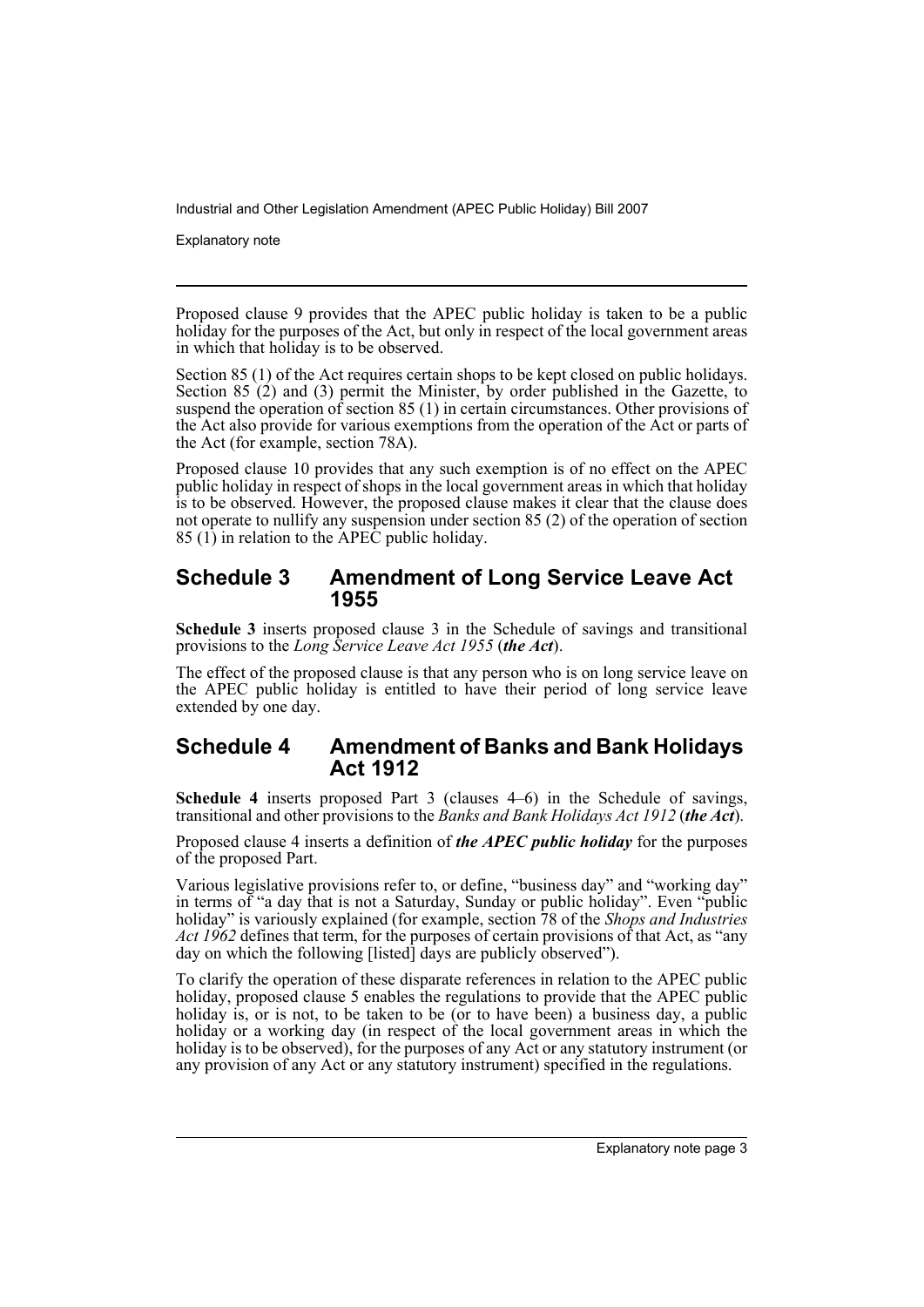Proposed clause 9 provides that the APEC public holiday is taken to be a public holiday for the purposes of the Act, but only in respect of the local government areas in which that holiday is to be observed.

Section 85 (1) of the Act requires certain shops to be kept closed on public holidays. Section 85 (2) and (3) permit the Minister, by order published in the Gazette, to suspend the operation of section 85 (1) in certain circumstances. Other provisions of the Act also provide for various exemptions from the operation of the Act or parts of the Act (for example, section 78A).

Proposed clause 10 provides that any such exemption is of no effect on the APEC public holiday in respect of shops in the local government areas in which that holiday is to be observed. However, the proposed clause makes it clear that the clause does not operate to nullify any suspension under section 85 (2) of the operation of section 85 (1) in relation to the APEC public holiday.

## Schedule 3 Amendment of Long Service Leave Act 1955

**Schedule 3** inserts proposed clause 3 in the Schedule of savings and transitional provisions to the *Long Service Leave Act 1955* (***the Act***).

The effect of the proposed clause is that any person who is on long service leave on the APEC public holiday is entitled to have their period of long service leave extended by one day.

## Schedule 4 Amendment of Banks and Bank Holidays Act 1912

**Schedule 4** inserts proposed Part 3 (clauses 4–6) in the Schedule of savings, transitional and other provisions to the *Banks and Bank Holidays Act 1912* (***the Act***).

Proposed clause 4 inserts a definition of ***the APEC public holiday*** for the purposes of the proposed Part.

Various legislative provisions refer to, or define, "business day" and "working day" in terms of "a day that is not a Saturday, Sunday or public holiday". Even "public holiday" is variously explained (for example, section 78 of the *Shops and Industries Act 1962* defines that term, for the purposes of certain provisions of that Act, as "any day on which the following [listed] days are publicly observed").

To clarify the operation of these disparate references in relation to the APEC public holiday, proposed clause 5 enables the regulations to provide that the APEC public holiday is, or is not, to be taken to be (or to have been) a business day, a public holiday or a working day (in respect of the local government areas in which the holiday is to be observed), for the purposes of any Act or any statutory instrument (or any provision of any Act or any statutory instrument) specified in the regulations.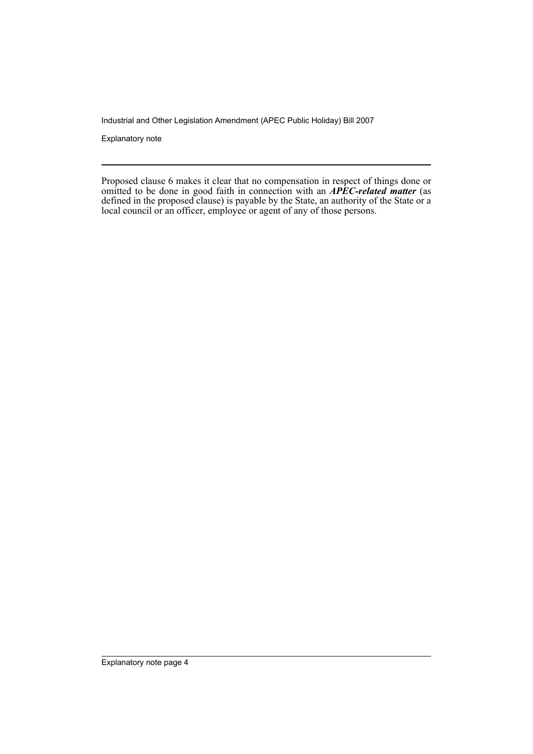Proposed clause 6 makes it clear that no compensation in respect of things done or omitted to be done in good faith in connection with an ***APEC-related matter*** (as defined in the proposed clause) is payable by the State, an authority of the State or a local council or an officer, employee or agent of any of those persons.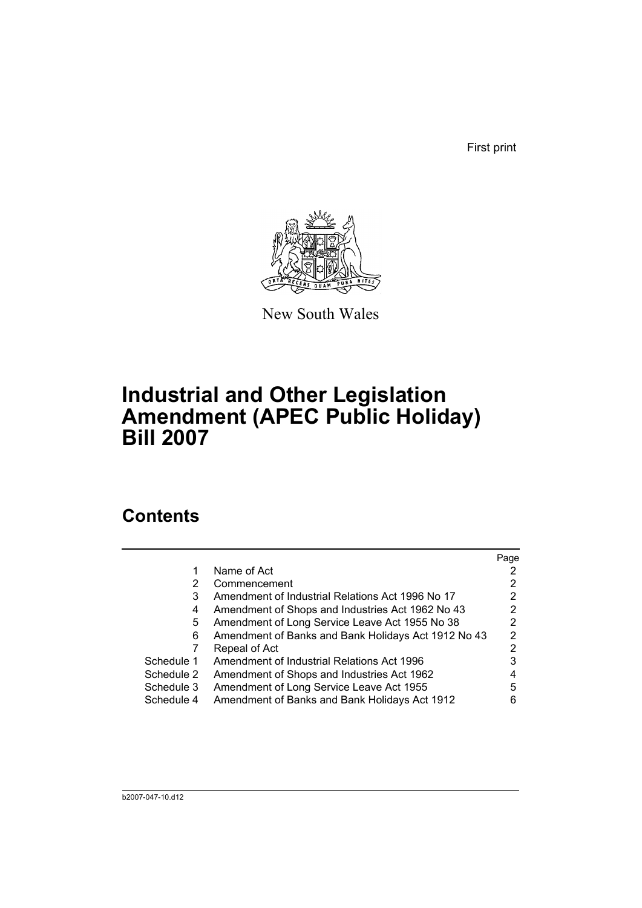First print

New South Wales

# Industrial and Other Legislation Amendment (APEC Public Holiday) Bill 2007

## Contents

| | | Page |
|---|---|---|
| 1 | Name of Act | 2 |
| 2 | Commencement | 2 |
| 3 | Amendment of Industrial Relations Act 1996 No 17 | 2 |
| 4 | Amendment of Shops and Industries Act 1962 No 43 | 2 |
| 5 | Amendment of Long Service Leave Act 1955 No 38 | 2 |
| 6 | Amendment of Banks and Bank Holidays Act 1912 No 43 | 2 |
| 7 | Repeal of Act | 2 |
| Schedule 1 | Amendment of Industrial Relations Act 1996 | 3 |
| Schedule 2 | Amendment of Shops and Industries Act 1962 | 4 |
| Schedule 3 | Amendment of Long Service Leave Act 1955 | 5 |
| Schedule 4 | Amendment of Banks and Bank Holidays Act 1912 | 6 |

b2007-047-10.d12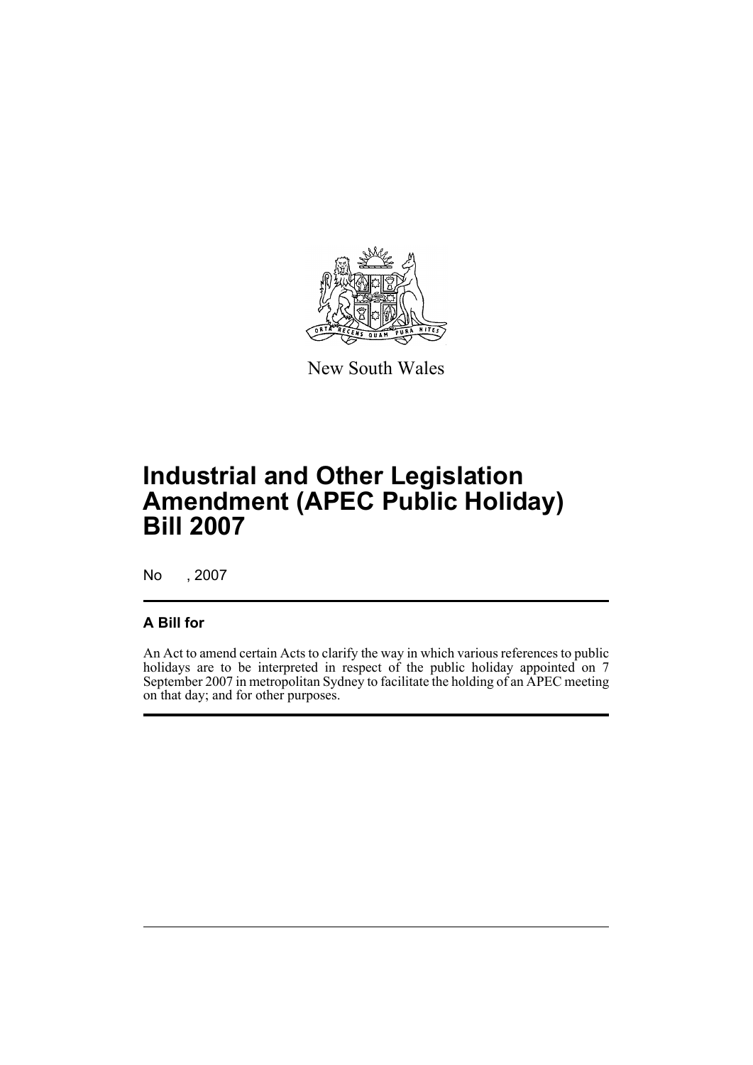New South Wales

# Industrial and Other Legislation Amendment (APEC Public Holiday) Bill 2007

No , 2007

### A Bill for

An Act to amend certain Acts to clarify the way in which various references to public holidays are to be interpreted in respect of the public holiday appointed on 7 September 2007 in metropolitan Sydney to facilitate the holding of an APEC meeting on that day; and for other purposes.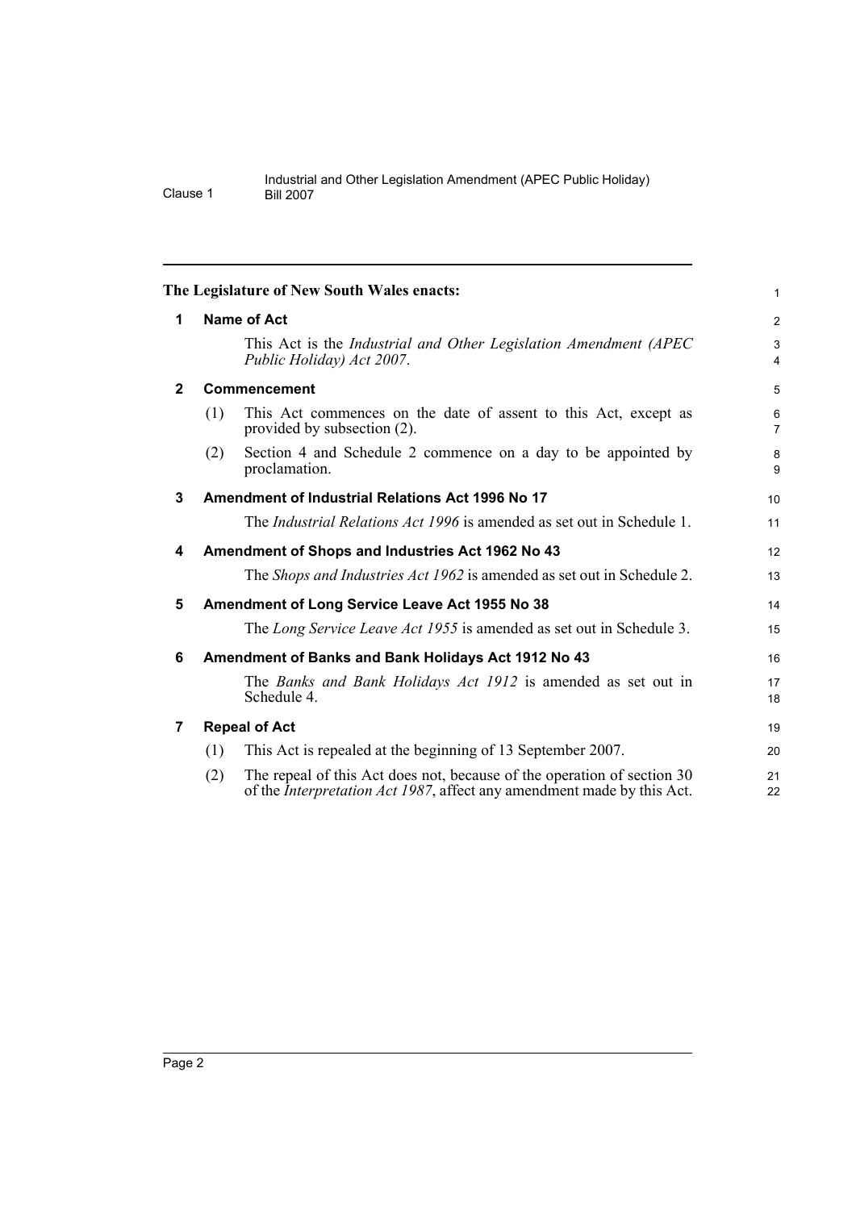The Legislature of New South Wales enacts:

## 1 Name of Act

This Act is the *Industrial and Other Legislation Amendment (APEC Public Holiday) Act 2007*.

## 2 Commencement

(1) This Act commences on the date of assent to this Act, except as provided by subsection (2).

(2) Section 4 and Schedule 2 commence on a day to be appointed by proclamation.

## 3 Amendment of Industrial Relations Act 1996 No 17

The *Industrial Relations Act 1996* is amended as set out in Schedule 1.

## 4 Amendment of Shops and Industries Act 1962 No 43

The *Shops and Industries Act 1962* is amended as set out in Schedule 2.

## 5 Amendment of Long Service Leave Act 1955 No 38

The *Long Service Leave Act 1955* is amended as set out in Schedule 3.

## 6 Amendment of Banks and Bank Holidays Act 1912 No 43

The *Banks and Bank Holidays Act 1912* is amended as set out in Schedule 4.

## 7 Repeal of Act

(1) This Act is repealed at the beginning of 13 September 2007.

(2) The repeal of this Act does not, because of the operation of section 30 of the *Interpretation Act 1987*, affect any amendment made by this Act.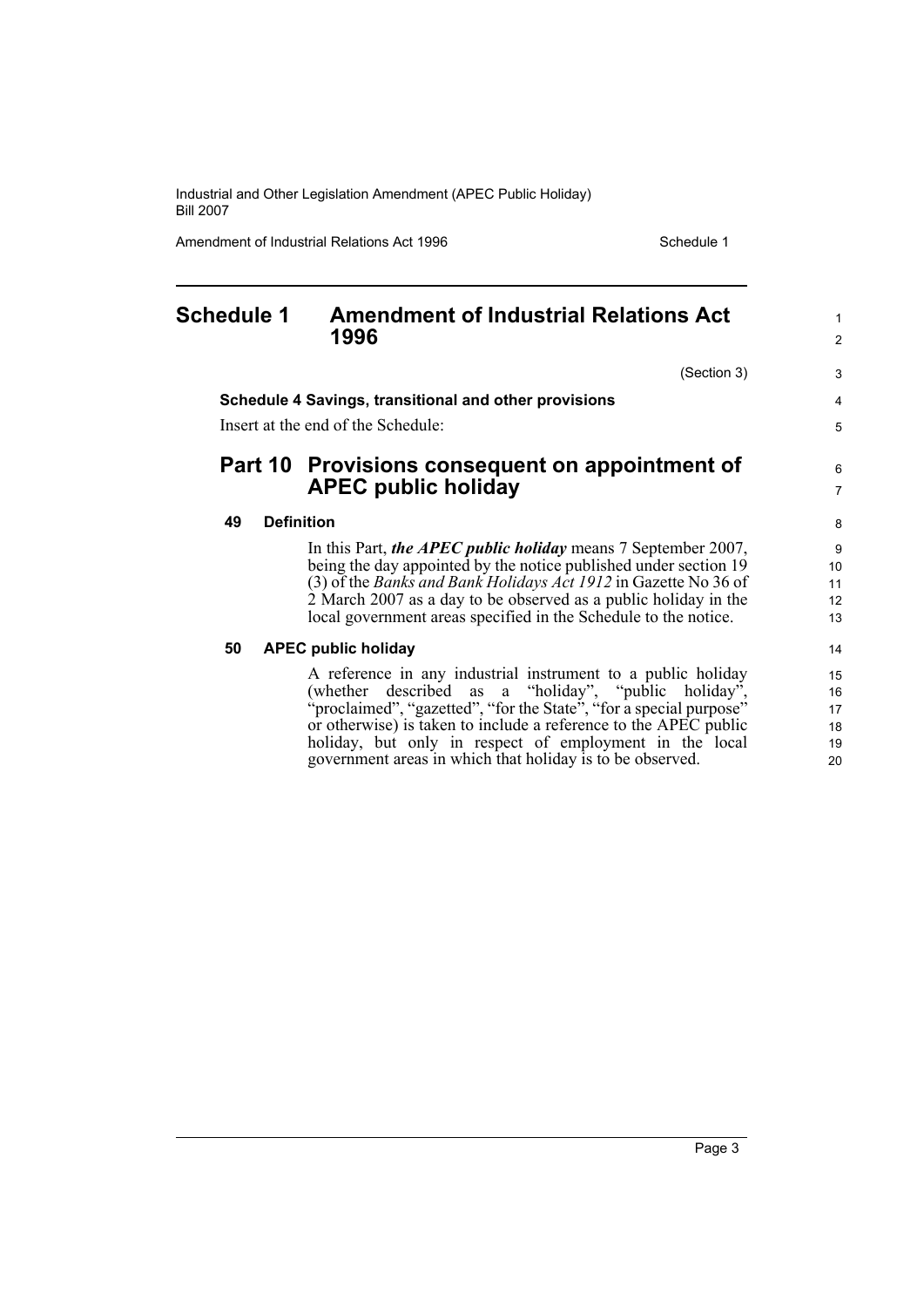# Schedule 1 Amendment of Industrial Relations Act 1996

(Section 3)

**Schedule 4 Savings, transitional and other provisions**

Insert at the end of the Schedule:

## Part 10 Provisions consequent on appointment of APEC public holiday

### 49 Definition

In this Part, ***the APEC public holiday*** means 7 September 2007, being the day appointed by the notice published under section 19 (3) of the *Banks and Bank Holidays Act 1912* in Gazette No 36 of 2 March 2007 as a day to be observed as a public holiday in the local government areas specified in the Schedule to the notice.

### 50 APEC public holiday

A reference in any industrial instrument to a public holiday (whether described as a "holiday", "public holiday", "proclaimed", "gazetted", "for the State", "for a special purpose" or otherwise) is taken to include a reference to the APEC public holiday, but only in respect of employment in the local government areas in which that holiday is to be observed.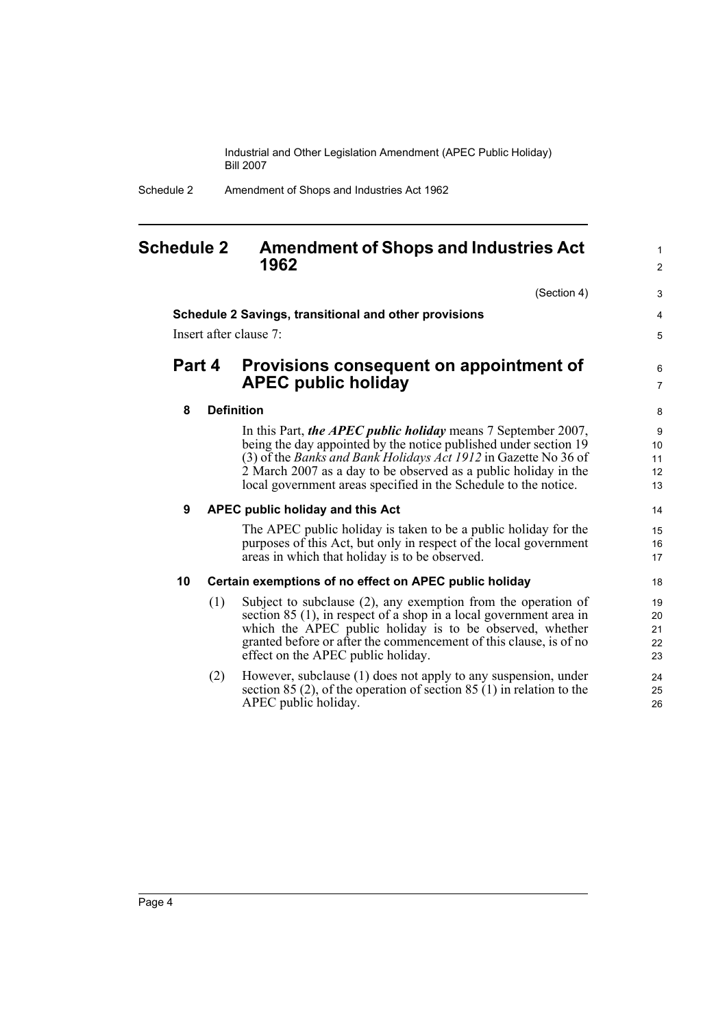# Schedule 2 Amendment of Shops and Industries Act 1962

(Section 4)

**Schedule 2 Savings, transitional and other provisions**

Insert after clause 7:

## Part 4 Provisions consequent on appointment of APEC public holiday

### 8 Definition

In this Part, ***the APEC public holiday*** means 7 September 2007, being the day appointed by the notice published under section 19 (3) of the *Banks and Bank Holidays Act 1912* in Gazette No 36 of 2 March 2007 as a day to be observed as a public holiday in the local government areas specified in the Schedule to the notice.

### 9 APEC public holiday and this Act

The APEC public holiday is taken to be a public holiday for the purposes of this Act, but only in respect of the local government areas in which that holiday is to be observed.

### 10 Certain exemptions of no effect on APEC public holiday

(1) Subject to subclause (2), any exemption from the operation of section 85 (1), in respect of a shop in a local government area in which the APEC public holiday is to be observed, whether granted before or after the commencement of this clause, is of no effect on the APEC public holiday.

(2) However, subclause (1) does not apply to any suspension, under section 85 (2), of the operation of section 85 (1) in relation to the APEC public holiday.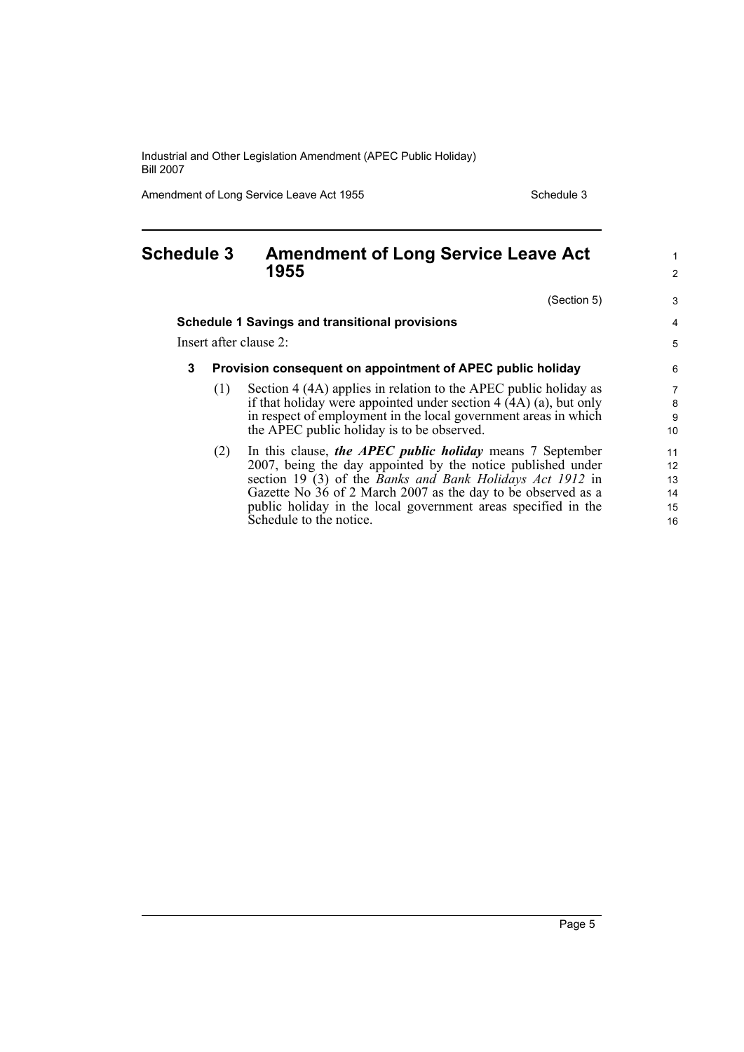## Schedule 3 Amendment of Long Service Leave Act 1955

(Section 5)

**Schedule 1 Savings and transitional provisions**

Insert after clause 2:

**3 Provision consequent on appointment of APEC public holiday**

(1) Section 4 (4A) applies in relation to the APEC public holiday as if that holiday were appointed under section 4 (4A) (a), but only in respect of employment in the local government areas in which the APEC public holiday is to be observed.

(2) In this clause, ***the APEC public holiday*** means 7 September 2007, being the day appointed by the notice published under section 19 (3) of the *Banks and Bank Holidays Act 1912* in Gazette No 36 of 2 March 2007 as the day to be observed as a public holiday in the local government areas specified in the Schedule to the notice.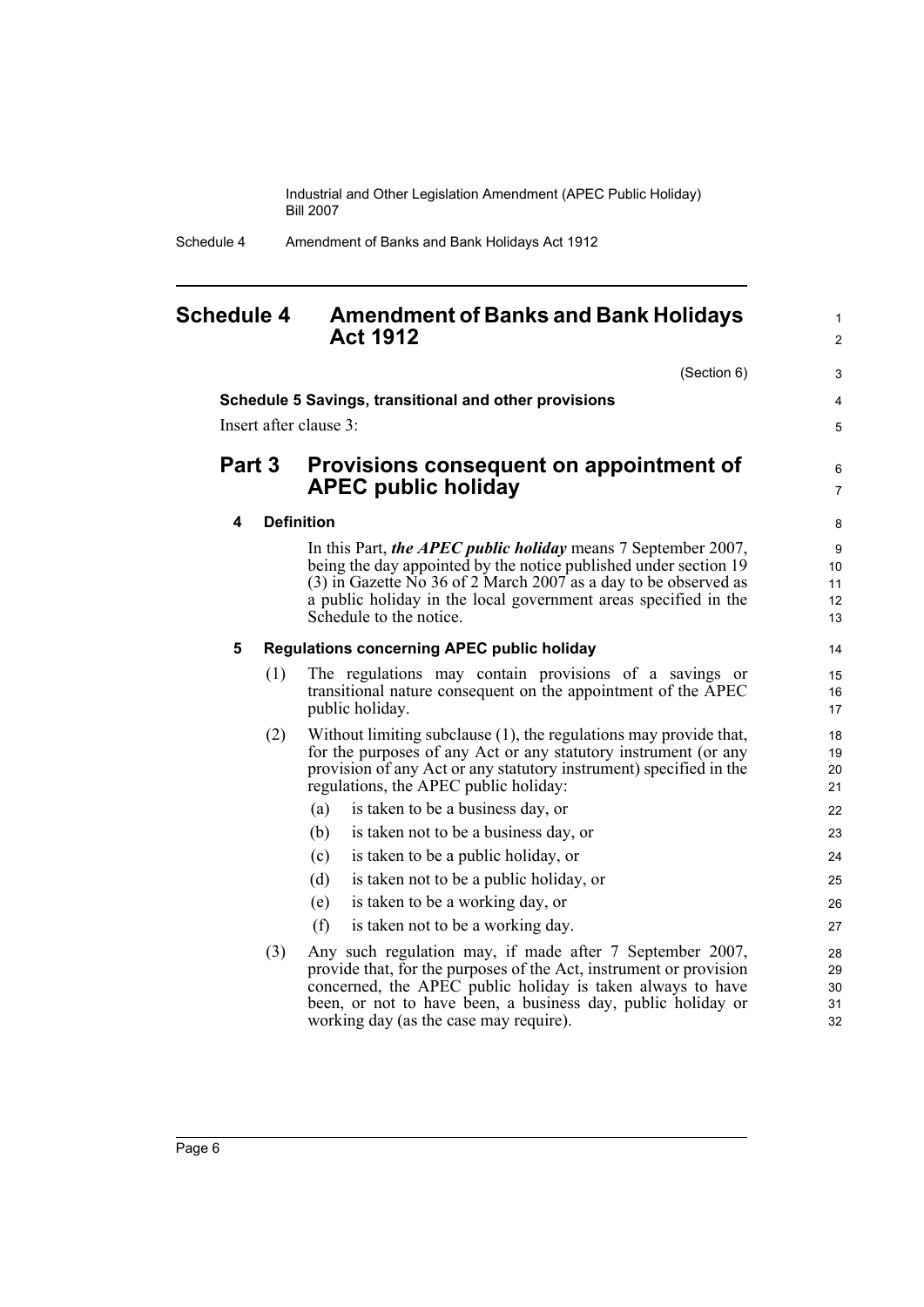## Schedule 4 Amendment of Banks and Bank Holidays Act 1912

(Section 6)

**Schedule 5 Savings, transitional and other provisions**

Insert after clause 3:

### Part 3 Provisions consequent on appointment of APEC public holiday

**4 Definition**

In this Part, ***the APEC public holiday*** means 7 September 2007, being the day appointed by the notice published under section 19 (3) in Gazette No 36 of 2 March 2007 as a day to be observed as a public holiday in the local government areas specified in the Schedule to the notice.

**5 Regulations concerning APEC public holiday**

(1) The regulations may contain provisions of a savings or transitional nature consequent on the appointment of the APEC public holiday.

(2) Without limiting subclause (1), the regulations may provide that, for the purposes of any Act or any statutory instrument (or any provision of any Act or any statutory instrument) specified in the regulations, the APEC public holiday:

- (a) is taken to be a business day, or
- (b) is taken not to be a business day, or
- (c) is taken to be a public holiday, or
- (d) is taken not to be a public holiday, or
- (e) is taken to be a working day, or
- (f) is taken not to be a working day.

(3) Any such regulation may, if made after 7 September 2007, provide that, for the purposes of the Act, instrument or provision concerned, the APEC public holiday is taken always to have been, or not to have been, a business day, public holiday or working day (as the case may require).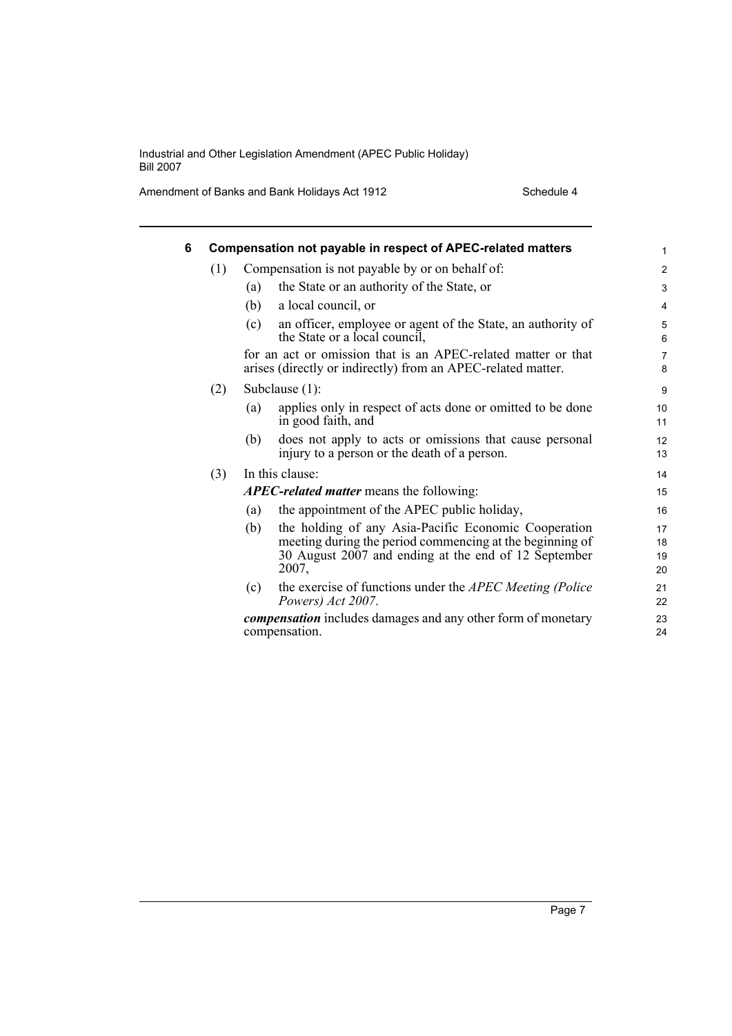### 6 Compensation not payable in respect of APEC-related matters

(1) Compensation is not payable by or on behalf of:

(a) the State or an authority of the State, or

(b) a local council, or

(c) an officer, employee or agent of the State, an authority of the State or a local council,

for an act or omission that is an APEC-related matter or that arises (directly or indirectly) from an APEC-related matter.

(2) Subclause (1):

(a) applies only in respect of acts done or omitted to be done in good faith, and

(b) does not apply to acts or omissions that cause personal injury to a person or the death of a person.

(3) In this clause:

***APEC-related matter*** means the following:

(a) the appointment of the APEC public holiday,

(b) the holding of any Asia-Pacific Economic Cooperation meeting during the period commencing at the beginning of 30 August 2007 and ending at the end of 12 September 2007,

(c) the exercise of functions under the *APEC Meeting (Police Powers) Act 2007*.

***compensation*** includes damages and any other form of monetary compensation.